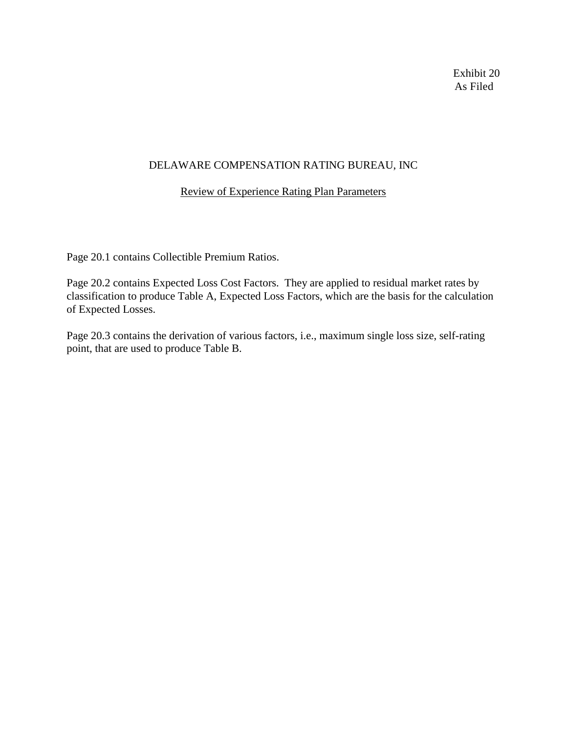Exhibit 20
As Filed

# DELAWARE COMPENSATION RATING BUREAU, INC

## Review of Experience Rating Plan Parameters

Page 20.1 contains Collectible Premium Ratios.

Page 20.2 contains Expected Loss Cost Factors. They are applied to residual market rates by classification to produce Table A, Expected Loss Factors, which are the basis for the calculation of Expected Losses.

Page 20.3 contains the derivation of various factors, i.e., maximum single loss size, self-rating point, that are used to produce Table B.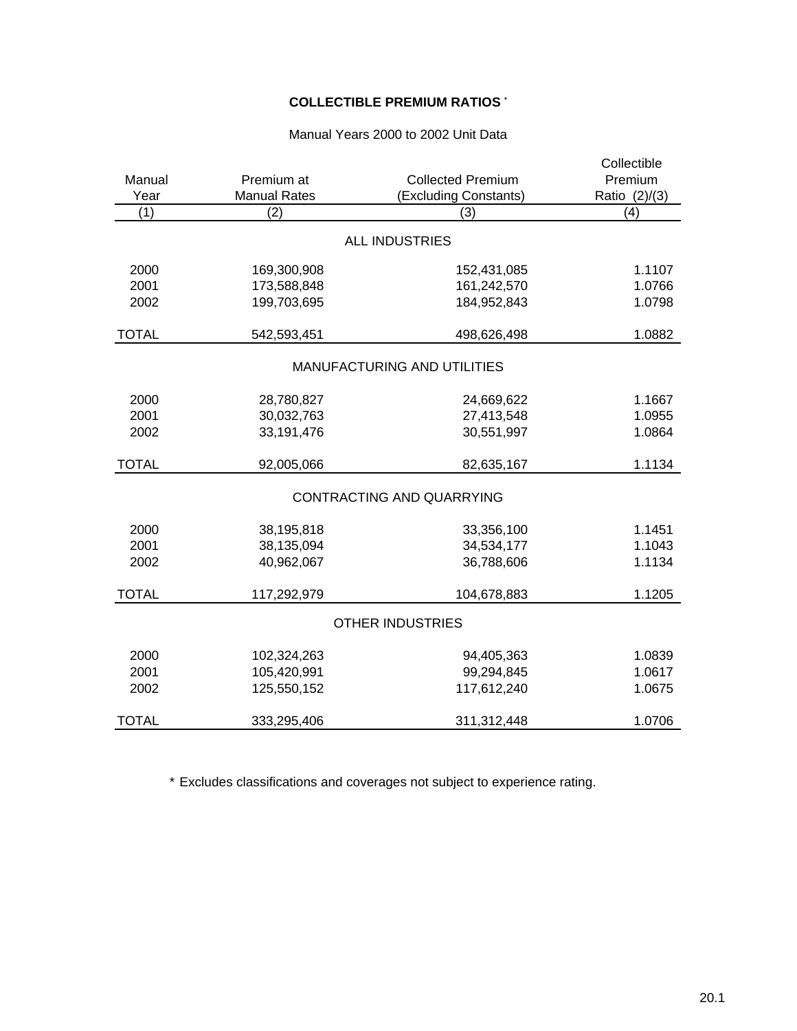**COLLECTIBLE PREMIUM RATIOS \***

Manual Years 2000 to 2002 Unit Data

| Manual Year | Premium at Manual Rates | Collected Premium (Excluding Constants) | Collectible Premium Ratio (2)/(3) |
|---|---|---|---|
| (1) | (2) | (3) | (4) |
| | | ALL INDUSTRIES | |
| 2000 | 169,300,908 | 152,431,085 | 1.1107 |
| 2001 | 173,588,848 | 161,242,570 | 1.0766 |
| 2002 | 199,703,695 | 184,952,843 | 1.0798 |
| TOTAL | 542,593,451 | 498,626,498 | 1.0882 |
| | | MANUFACTURING AND UTILITIES | |
| 2000 | 28,780,827 | 24,669,622 | 1.1667 |
| 2001 | 30,032,763 | 27,413,548 | 1.0955 |
| 2002 | 33,191,476 | 30,551,997 | 1.0864 |
| TOTAL | 92,005,066 | 82,635,167 | 1.1134 |
| | | CONTRACTING AND QUARRYING | |
| 2000 | 38,195,818 | 33,356,100 | 1.1451 |
| 2001 | 38,135,094 | 34,534,177 | 1.1043 |
| 2002 | 40,962,067 | 36,788,606 | 1.1134 |
| TOTAL | 117,292,979 | 104,678,883 | 1.1205 |
| | | OTHER INDUSTRIES | |
| 2000 | 102,324,263 | 94,405,363 | 1.0839 |
| 2001 | 105,420,991 | 99,294,845 | 1.0617 |
| 2002 | 125,550,152 | 117,612,240 | 1.0675 |
| TOTAL | 333,295,406 | 311,312,448 | 1.0706 |

\* Excludes classifications and coverages not subject to experience rating.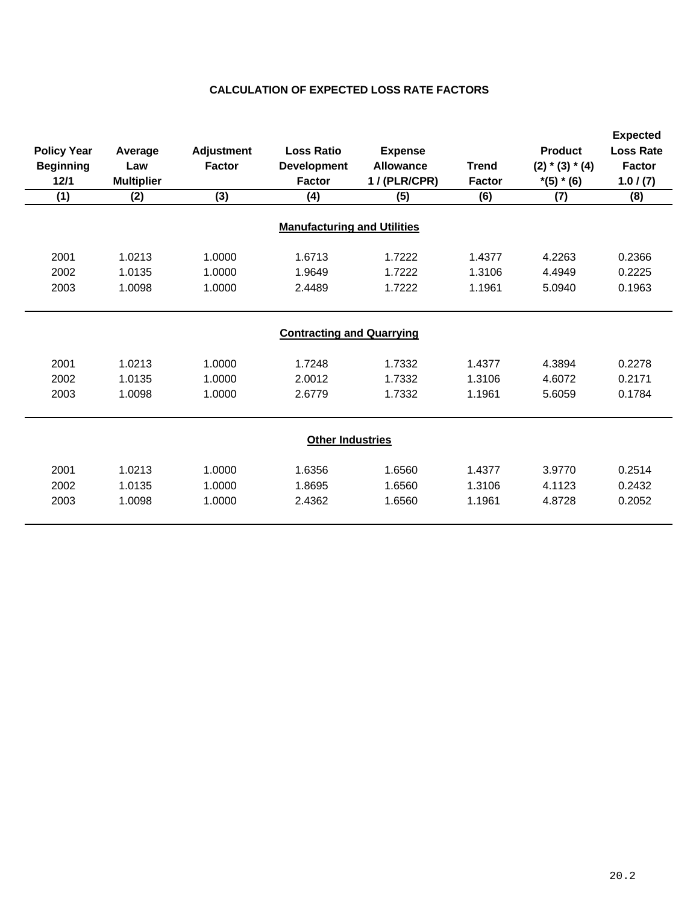**CALCULATION OF EXPECTED LOSS RATE FACTORS**

| Policy Year Beginning 12/1 | Average Law Multiplier | Adjustment Factor | Loss Ratio Development Factor | Expense Allowance 1 / (PLR/CPR) | Trend Factor | Product (2) * (3) * (4) *(5) * (6) | Expected Loss Rate Factor 1.0 / (7) |
|---|---|---|---|---|---|---|---|
| (1) | (2) | (3) | (4) | (5) | (6) | (7) | (8) |
| | | | **Manufacturing and Utilities** | | | | |
| 2001 | 1.0213 | 1.0000 | 1.6713 | 1.7222 | 1.4377 | 4.2263 | 0.2366 |
| 2002 | 1.0135 | 1.0000 | 1.9649 | 1.7222 | 1.3106 | 4.4949 | 0.2225 |
| 2003 | 1.0098 | 1.0000 | 2.4489 | 1.7222 | 1.1961 | 5.0940 | 0.1963 |
| | | | **Contracting and Quarrying** | | | | |
| 2001 | 1.0213 | 1.0000 | 1.7248 | 1.7332 | 1.4377 | 4.3894 | 0.2278 |
| 2002 | 1.0135 | 1.0000 | 2.0012 | 1.7332 | 1.3106 | 4.6072 | 0.2171 |
| 2003 | 1.0098 | 1.0000 | 2.6779 | 1.7332 | 1.1961 | 5.6059 | 0.1784 |
| | | | **Other Industries** | | | | |
| 2001 | 1.0213 | 1.0000 | 1.6356 | 1.6560 | 1.4377 | 3.9770 | 0.2514 |
| 2002 | 1.0135 | 1.0000 | 1.8695 | 1.6560 | 1.3106 | 4.1123 | 0.2432 |
| 2003 | 1.0098 | 1.0000 | 2.4362 | 1.6560 | 1.1961 | 4.8728 | 0.2052 |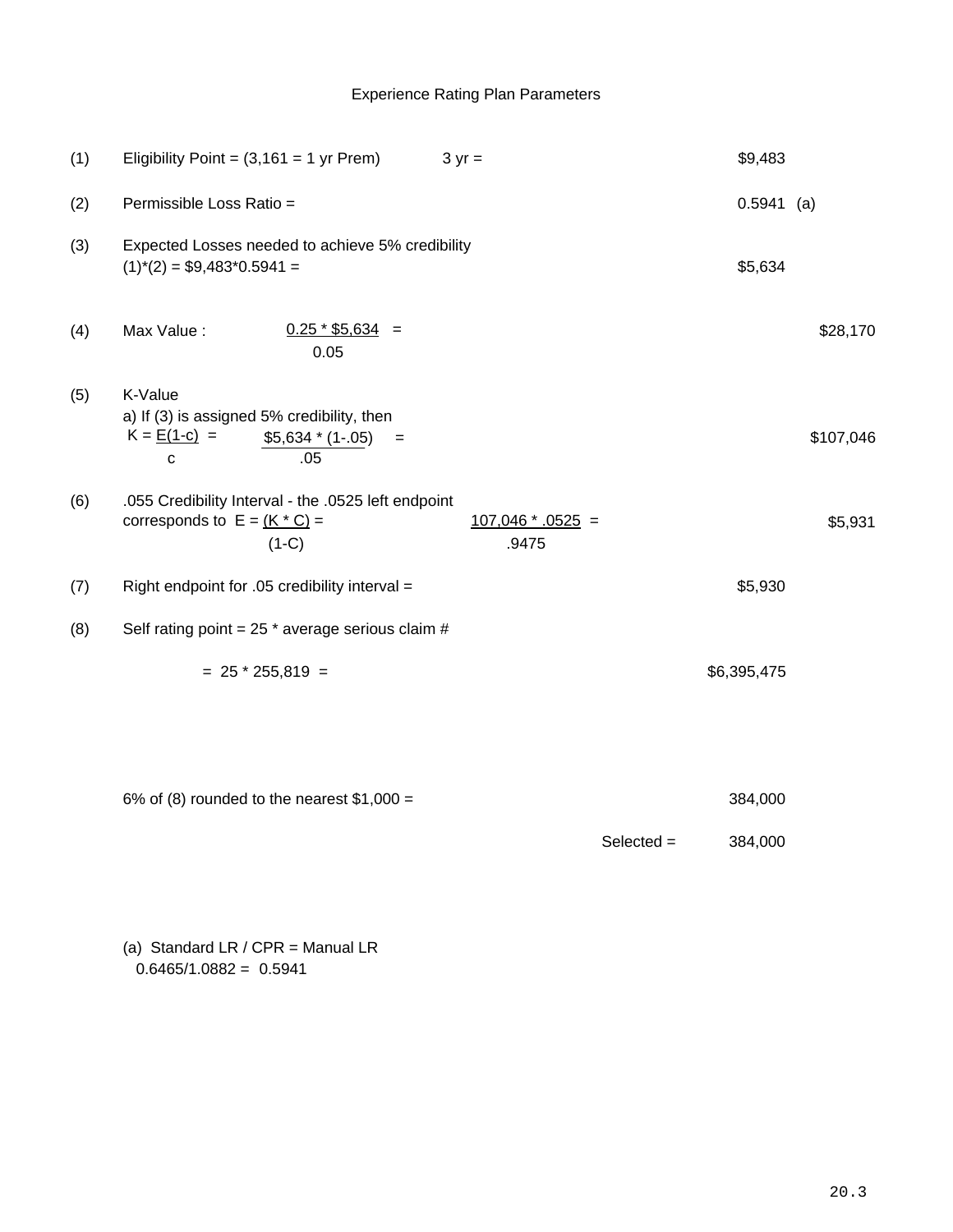# Experience Rating Plan Parameters

(1) Eligibility Point = (3,161 = 1 yr Prem) 3 yr = $9,483

(2) Permissible Loss Ratio = 0.5941 (a)

(3) Expected Losses needed to achieve 5% credibility
(1)*(2) = $9,483*0.5941 = $5,634

(4) Max Value : $\frac{0.25 * \$5,634}{0.05}$ = $28,170

(5) K-Value
a) If (3) is assigned 5% credibility, then
$K = \frac{E(1-c)}{c}$ = $\frac{\$5,634 * (1-.05)}{.05}$ = $107,046

(6) .055 Credibility Interval - the .0525 left endpoint
corresponds to $E = \frac{(K * C)}{(1-C)}$ = $\frac{107,046 * .0525}{.9475}$ = $5,931

(7) Right endpoint for .05 credibility interval = $5,930

(8) Self rating point = 25 * average serious claim #

= 25 * 255,819 = $6,395,475

6% of (8) rounded to the nearest $1,000 = 384,000

Selected = 384,000

(a) Standard LR / CPR = Manual LR
0.6465/1.0882 = 0.5941